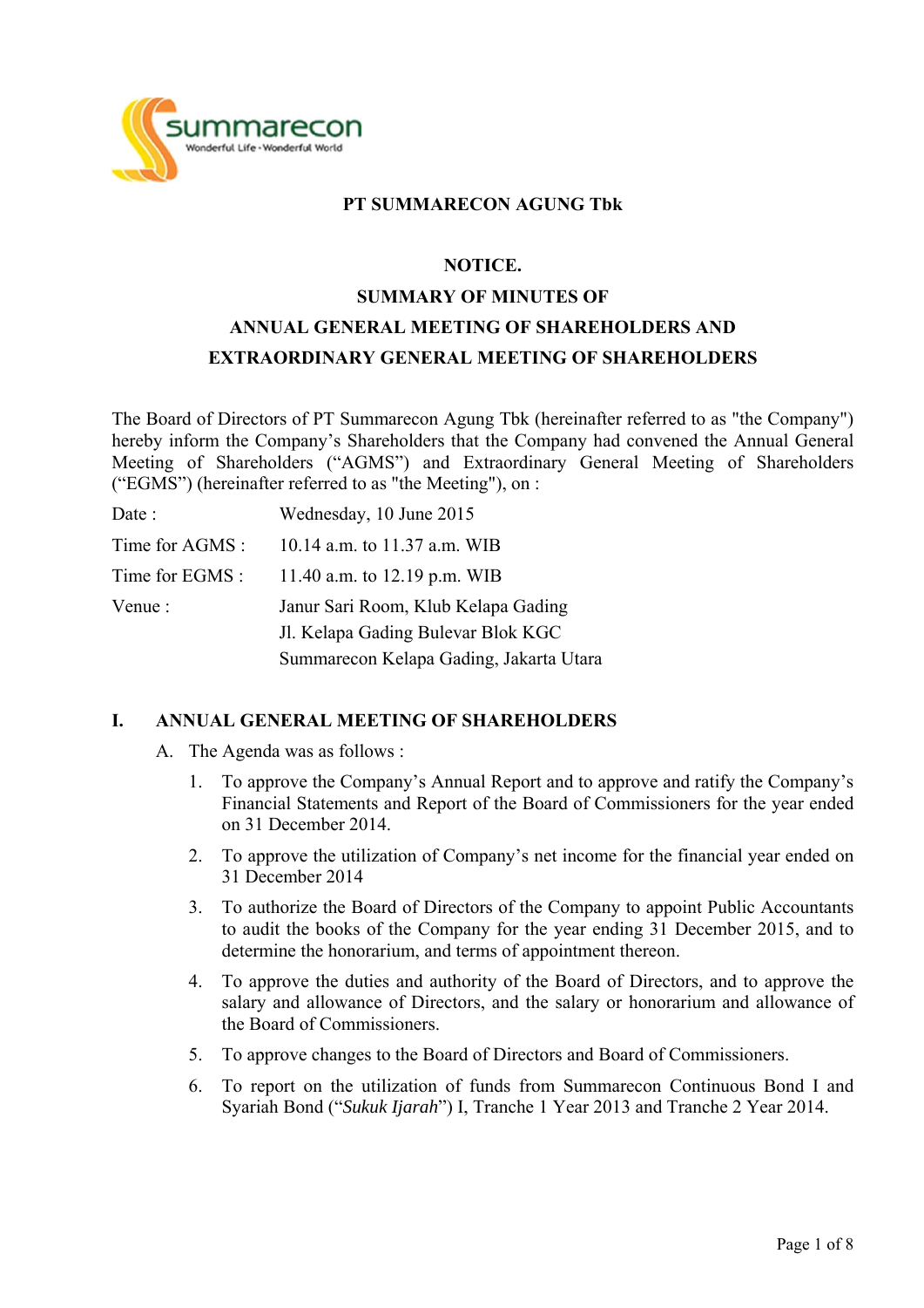summarecon
Wonderful Life • Wonderful World

**PT SUMMARECON AGUNG Tbk**

**NOTICE.**

**SUMMARY OF MINUTES OF**

**ANNUAL GENERAL MEETING OF SHAREHOLDERS AND**

**EXTRAORDINARY GENERAL MEETING OF SHAREHOLDERS**

The Board of Directors of PT Summarecon Agung Tbk (hereinafter referred to as "the Company") hereby inform the Company's Shareholders that the Company had convened the Annual General Meeting of Shareholders ("AGMS") and Extraordinary General Meeting of Shareholders ("EGMS") (hereinafter referred to as "the Meeting"), on :

| | |
|---|---|
| Date : | Wednesday, 10 June 2015 |
| Time for AGMS : | 10.14 a.m. to 11.37 a.m. WIB |
| Time for EGMS : | 11.40 a.m. to 12.19 p.m. WIB |
| Venue : | Janur Sari Room, Klub Kelapa Gading<br>Jl. Kelapa Gading Bulevar Blok KGC<br>Summarecon Kelapa Gading, Jakarta Utara |

## I. ANNUAL GENERAL MEETING OF SHAREHOLDERS

A. The Agenda was as follows :

1. To approve the Company's Annual Report and to approve and ratify the Company's Financial Statements and Report of the Board of Commissioners for the year ended on 31 December 2014.
2. To approve the utilization of Company's net income for the financial year ended on 31 December 2014
3. To authorize the Board of Directors of the Company to appoint Public Accountants to audit the books of the Company for the year ending 31 December 2015, and to determine the honorarium, and terms of appointment thereon.
4. To approve the duties and authority of the Board of Directors, and to approve the salary and allowance of Directors, and the salary or honorarium and allowance of the Board of Commissioners.
5. To approve changes to the Board of Directors and Board of Commissioners.
6. To report on the utilization of funds from Summarecon Continuous Bond I and Syariah Bond ("*Sukuk Ijarah*") I, Tranche 1 Year 2013 and Tranche 2 Year 2014.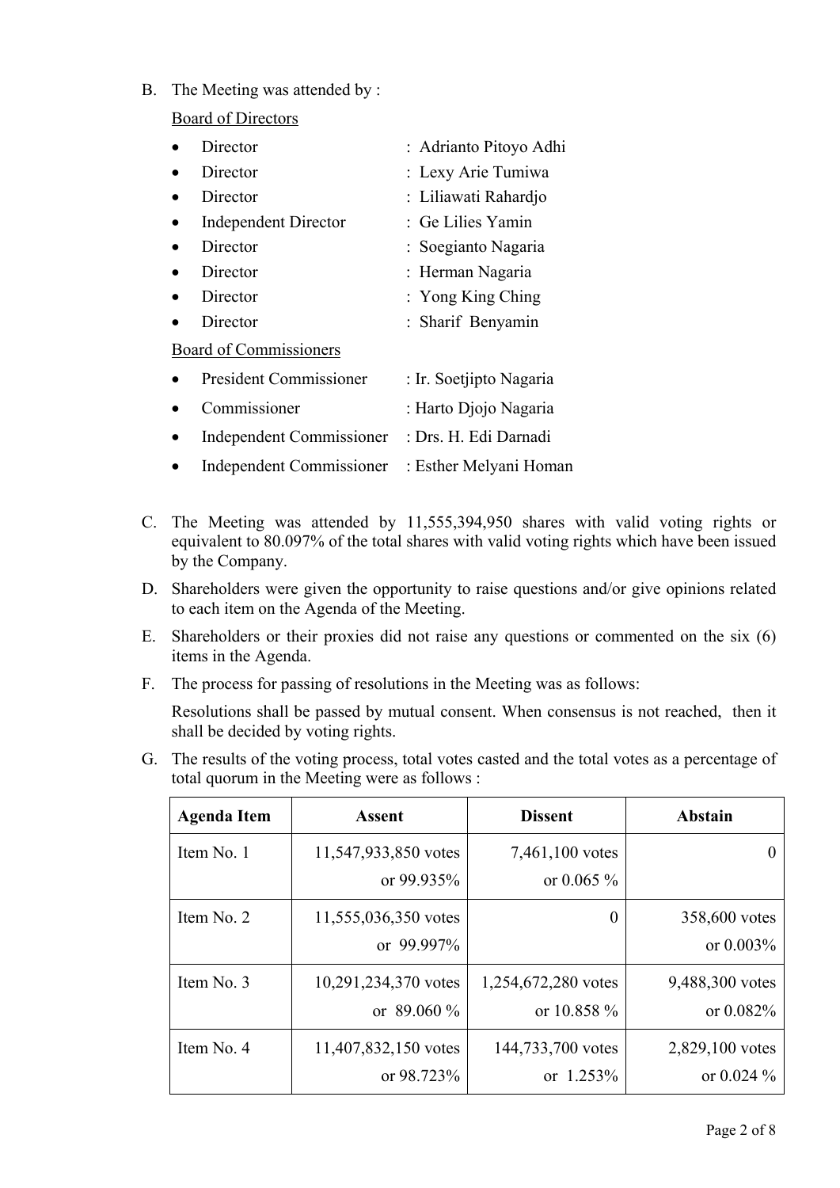B. The Meeting was attended by :

Board of Directors

- Director : Adrianto Pitoyo Adhi
- Director : Lexy Arie Tumiwa
- Director : Liliawati Rahardjo
- Independent Director : Ge Lilies Yamin
- Director : Soegianto Nagaria
- Director : Herman Nagaria
- Director : Yong King Ching
- Director : Sharif Benyamin

Board of Commissioners

- President Commissioner : Ir. Soetjipto Nagaria
- Commissioner : Harto Djojo Nagaria
- Independent Commissioner : Drs. H. Edi Darnadi
- Independent Commissioner : Esther Melyani Homan

C. The Meeting was attended by 11,555,394,950 shares with valid voting rights or equivalent to 80.097% of the total shares with valid voting rights which have been issued by the Company.

D. Shareholders were given the opportunity to raise questions and/or give opinions related to each item on the Agenda of the Meeting.

E. Shareholders or their proxies did not raise any questions or commented on the six (6) items in the Agenda.

F. The process for passing of resolutions in the Meeting was as follows:

Resolutions shall be passed by mutual consent. When consensus is not reached, then it shall be decided by voting rights.

G. The results of the voting process, total votes casted and the total votes as a percentage of total quorum in the Meeting were as follows :

| Agenda Item | Assent | Dissent | Abstain |
|---|---|---|---|
| Item No. 1 | 11,547,933,850 votes or 99.935% | 7,461,100 votes or 0.065 % | 0 |
| Item No. 2 | 11,555,036,350 votes or 99.997% | 0 | 358,600 votes or 0.003% |
| Item No. 3 | 10,291,234,370 votes or 89.060 % | 1,254,672,280 votes or 10.858 % | 9,488,300 votes or 0.082% |
| Item No. 4 | 11,407,832,150 votes or 98.723% | 144,733,700 votes or 1.253% | 2,829,100 votes or 0.024 % |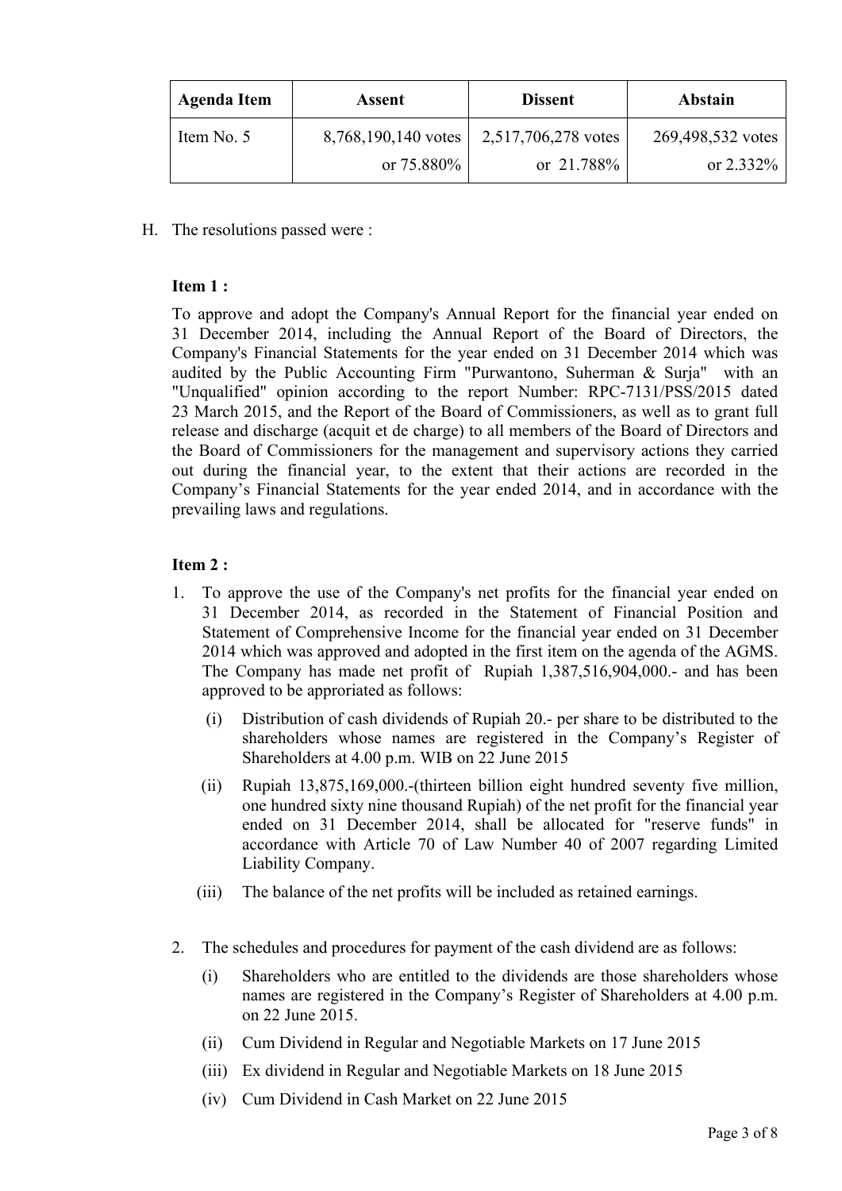| Agenda Item | Assent | Dissent | Abstain |
|---|---|---|---|
| Item No. 5 | 8,768,190,140 votes or 75.880% | 2,517,706,278 votes or 21.788% | 269,498,532 votes or 2.332% |

H. The resolutions passed were :

**Item 1 :**

To approve and adopt the Company's Annual Report for the financial year ended on 31 December 2014, including the Annual Report of the Board of Directors, the Company's Financial Statements for the year ended on 31 December 2014 which was audited by the Public Accounting Firm "Purwantono, Suherman & Surja" with an "Unqualified" opinion according to the report Number: RPC-7131/PSS/2015 dated 23 March 2015, and the Report of the Board of Commissioners, as well as to grant full release and discharge (acquit et de charge) to all members of the Board of Directors and the Board of Commissioners for the management and supervisory actions they carried out during the financial year, to the extent that their actions are recorded in the Company's Financial Statements for the year ended 2014, and in accordance with the prevailing laws and regulations.

**Item 2 :**

1. To approve the use of the Company's net profits for the financial year ended on 31 December 2014, as recorded in the Statement of Financial Position and Statement of Comprehensive Income for the financial year ended on 31 December 2014 which was approved and adopted in the first item on the agenda of the AGMS. The Company has made net profit of Rupiah 1,387,516,904,000.- and has been approved to be approriated as follows:
   (i) Distribution of cash dividends of Rupiah 20.- per share to be distributed to the shareholders whose names are registered in the Company's Register of Shareholders at 4.00 p.m. WIB on 22 June 2015
   (ii) Rupiah 13,875,169,000.-(thirteen billion eight hundred seventy five million, one hundred sixty nine thousand Rupiah) of the net profit for the financial year ended on 31 December 2014, shall be allocated for "reserve funds" in accordance with Article 70 of Law Number 40 of 2007 regarding Limited Liability Company.
   (iii) The balance of the net profits will be included as retained earnings.

2. The schedules and procedures for payment of the cash dividend are as follows:
   (i) Shareholders who are entitled to the dividends are those shareholders whose names are registered in the Company's Register of Shareholders at 4.00 p.m. on 22 June 2015.
   (ii) Cum Dividend in Regular and Negotiable Markets on 17 June 2015
   (iii) Ex dividend in Regular and Negotiable Markets on 18 June 2015
   (iv) Cum Dividend in Cash Market on 22 June 2015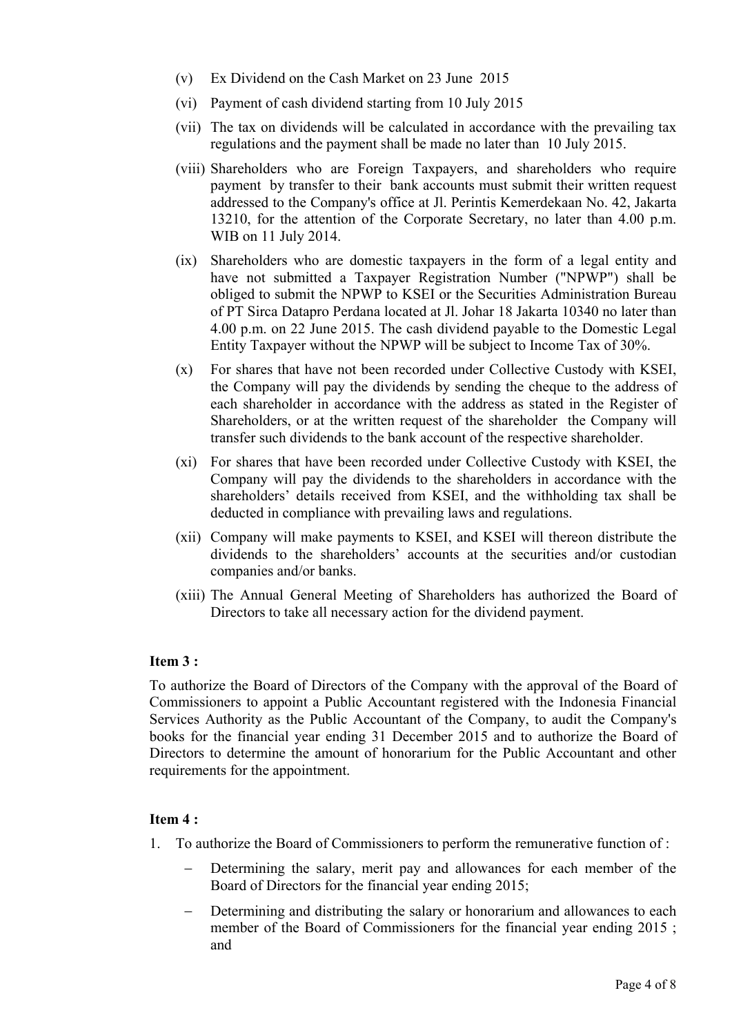(v) Ex Dividend on the Cash Market on 23 June 2015

(vi) Payment of cash dividend starting from 10 July 2015

(vii) The tax on dividends will be calculated in accordance with the prevailing tax regulations and the payment shall be made no later than 10 July 2015.

(viii) Shareholders who are Foreign Taxpayers, and shareholders who require payment by transfer to their bank accounts must submit their written request addressed to the Company's office at Jl. Perintis Kemerdekaan No. 42, Jakarta 13210, for the attention of the Corporate Secretary, no later than 4.00 p.m. WIB on 11 July 2014.

(ix) Shareholders who are domestic taxpayers in the form of a legal entity and have not submitted a Taxpayer Registration Number ("NPWP") shall be obliged to submit the NPWP to KSEI or the Securities Administration Bureau of PT Sirca Datapro Perdana located at Jl. Johar 18 Jakarta 10340 no later than 4.00 p.m. on 22 June 2015. The cash dividend payable to the Domestic Legal Entity Taxpayer without the NPWP will be subject to Income Tax of 30%.

(x) For shares that have not been recorded under Collective Custody with KSEI, the Company will pay the dividends by sending the cheque to the address of each shareholder in accordance with the address as stated in the Register of Shareholders, or at the written request of the shareholder the Company will transfer such dividends to the bank account of the respective shareholder.

(xi) For shares that have been recorded under Collective Custody with KSEI, the Company will pay the dividends to the shareholders in accordance with the shareholders' details received from KSEI, and the withholding tax shall be deducted in compliance with prevailing laws and regulations.

(xii) Company will make payments to KSEI, and KSEI will thereon distribute the dividends to the shareholders' accounts at the securities and/or custodian companies and/or banks.

(xiii) The Annual General Meeting of Shareholders has authorized the Board of Directors to take all necessary action for the dividend payment.

**Item 3 :**

To authorize the Board of Directors of the Company with the approval of the Board of Commissioners to appoint a Public Accountant registered with the Indonesia Financial Services Authority as the Public Accountant of the Company, to audit the Company's books for the financial year ending 31 December 2015 and to authorize the Board of Directors to determine the amount of honorarium for the Public Accountant and other requirements for the appointment.

**Item 4 :**

1. To authorize the Board of Commissioners to perform the remunerative function of :
   - Determining the salary, merit pay and allowances for each member of the Board of Directors for the financial year ending 2015;
   - Determining and distributing the salary or honorarium and allowances to each member of the Board of Commissioners for the financial year ending 2015 ; and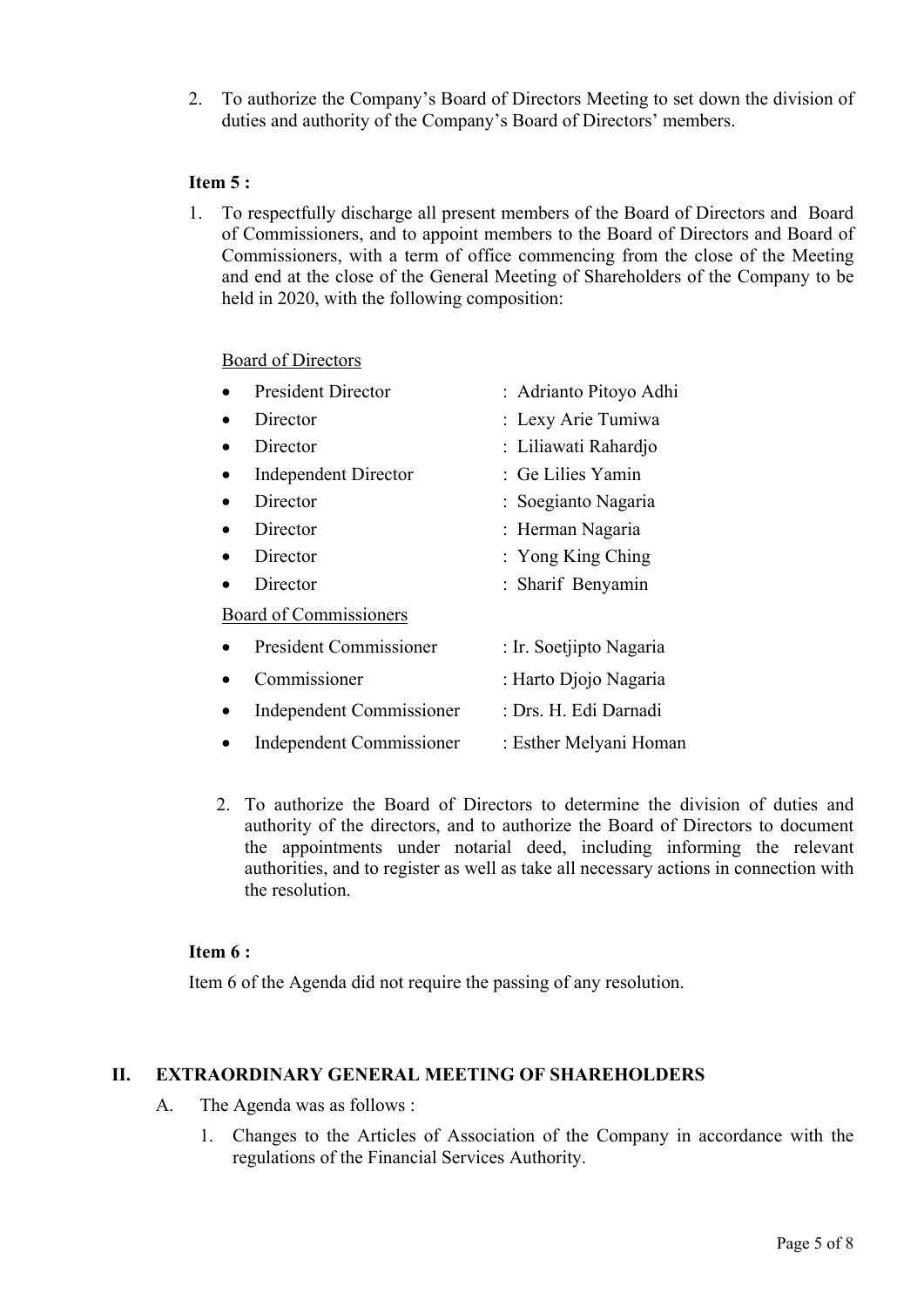2. To authorize the Company's Board of Directors Meeting to set down the division of duties and authority of the Company's Board of Directors' members.

**Item 5 :**

1. To respectfully discharge all present members of the Board of Directors and Board of Commissioners, and to appoint members to the Board of Directors and Board of Commissioners, with a term of office commencing from the close of the Meeting and end at the close of the General Meeting of Shareholders of the Company to be held in 2020, with the following composition:

<u>Board of Directors</u>

- President Director : Adrianto Pitoyo Adhi
- Director : Lexy Arie Tumiwa
- Director : Liliawati Rahardjo
- Independent Director : Ge Lilies Yamin
- Director : Soegianto Nagaria
- Director : Herman Nagaria
- Director : Yong King Ching
- Director : Sharif Benyamin

<u>Board of Commissioners</u>

- President Commissioner : Ir. Soetjipto Nagaria
- Commissioner : Harto Djojo Nagaria
- Independent Commissioner : Drs. H. Edi Darnadi
- Independent Commissioner : Esther Melyani Homan

2. To authorize the Board of Directors to determine the division of duties and authority of the directors, and to authorize the Board of Directors to document the appointments under notarial deed, including informing the relevant authorities, and to register as well as take all necessary actions in connection with the resolution.

**Item 6 :**

Item 6 of the Agenda did not require the passing of any resolution.

## II. EXTRAORDINARY GENERAL MEETING OF SHAREHOLDERS

A. The Agenda was as follows :

1. Changes to the Articles of Association of the Company in accordance with the regulations of the Financial Services Authority.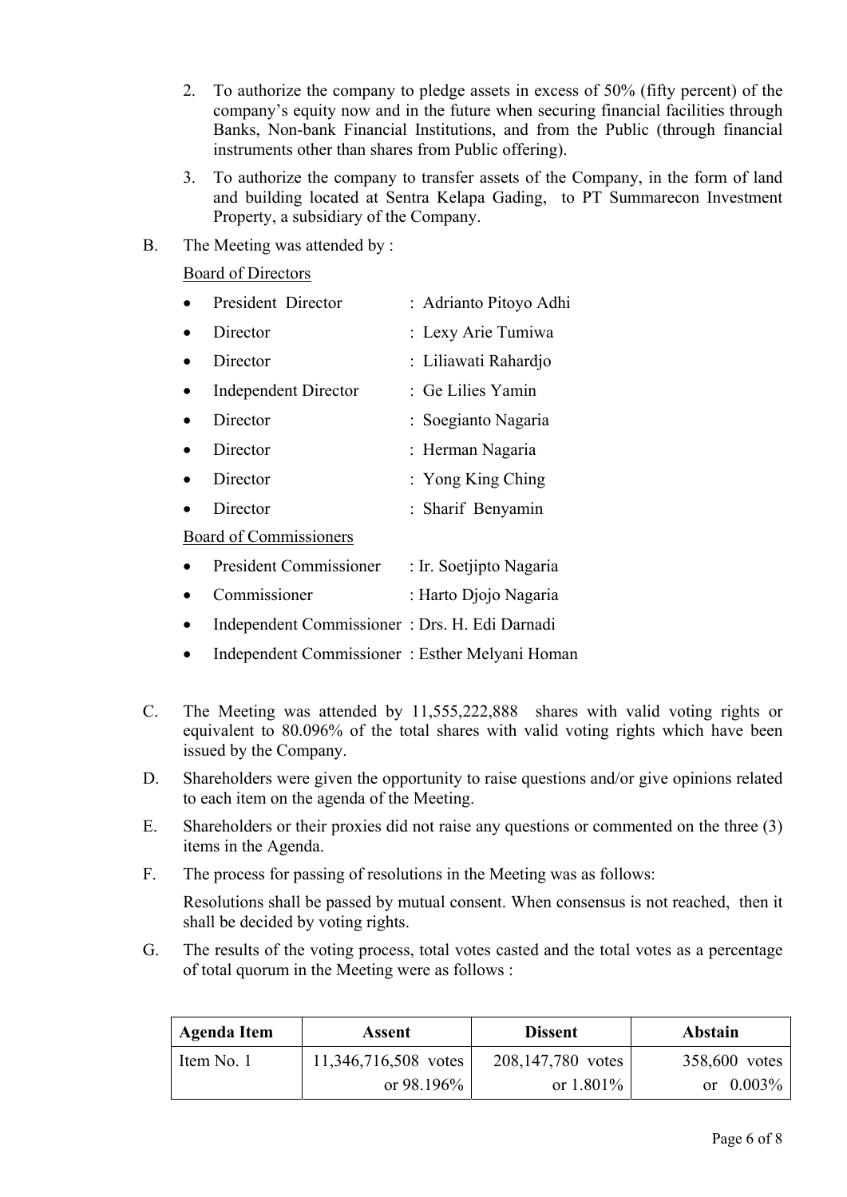2. To authorize the company to pledge assets in excess of 50% (fifty percent) of the company's equity now and in the future when securing financial facilities through Banks, Non-bank Financial Institutions, and from the Public (through financial instruments other than shares from Public offering).

3. To authorize the company to transfer assets of the Company, in the form of land and building located at Sentra Kelapa Gading, to PT Summarecon Investment Property, a subsidiary of the Company.

B. The Meeting was attended by :

Board of Directors

- President Director : Adrianto Pitoyo Adhi
- Director : Lexy Arie Tumiwa
- Director : Liliawati Rahardjo
- Independent Director : Ge Lilies Yamin
- Director : Soegianto Nagaria
- Director : Herman Nagaria
- Director : Yong King Ching
- Director : Sharif Benyamin

Board of Commissioners

- President Commissioner : Ir. Soetjipto Nagaria
- Commissioner : Harto Djojo Nagaria
- Independent Commissioner : Drs. H. Edi Darnadi
- Independent Commissioner : Esther Melyani Homan

C. The Meeting was attended by 11,555,222,888 shares with valid voting rights or equivalent to 80.096% of the total shares with valid voting rights which have been issued by the Company.

D. Shareholders were given the opportunity to raise questions and/or give opinions related to each item on the agenda of the Meeting.

E. Shareholders or their proxies did not raise any questions or commented on the three (3) items in the Agenda.

F. The process for passing of resolutions in the Meeting was as follows:

Resolutions shall be passed by mutual consent. When consensus is not reached, then it shall be decided by voting rights.

G. The results of the voting process, total votes casted and the total votes as a percentage of total quorum in the Meeting were as follows :

| Agenda Item | Assent | Dissent | Abstain |
|---|---|---|---|
| Item No. 1 | 11,346,716,508 votes or 98.196% | 208,147,780 votes or 1.801% | 358,600 votes or 0.003% |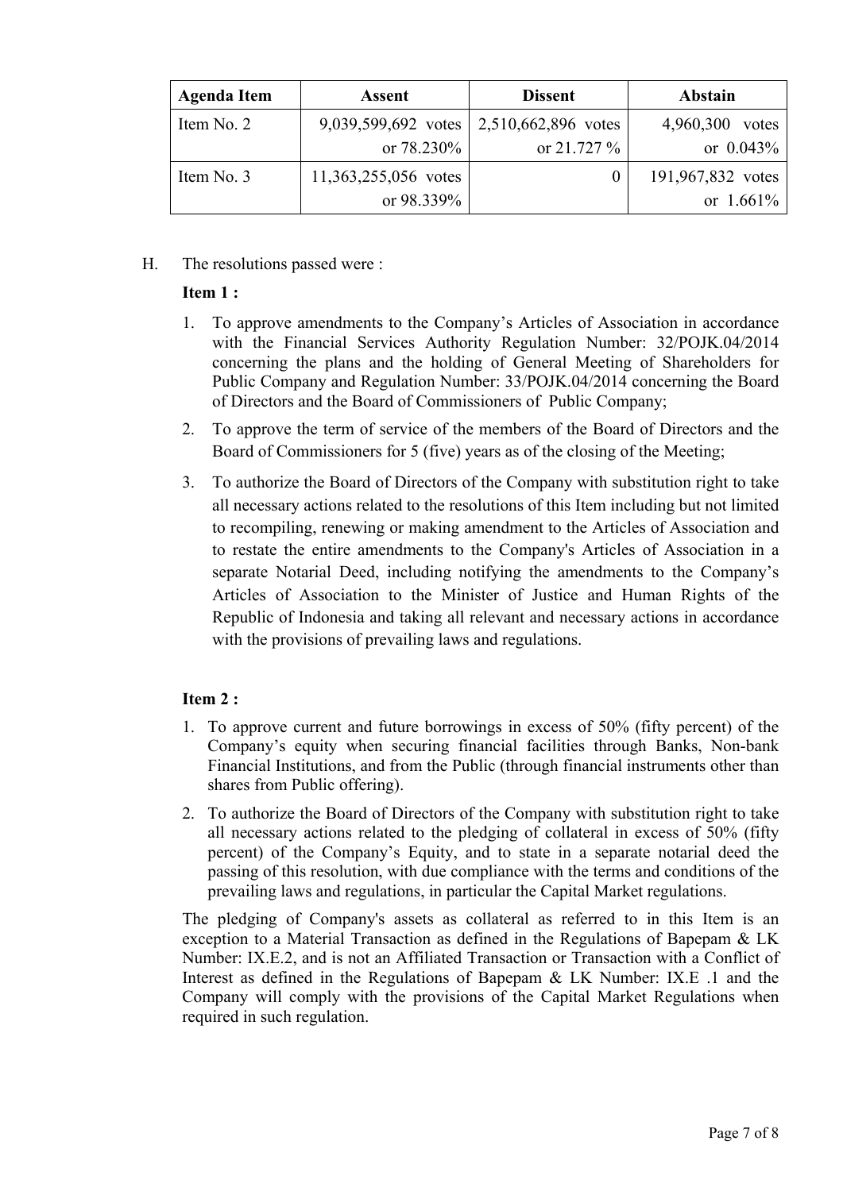| Agenda Item | Assent | Dissent | Abstain |
|---|---|---|---|
| Item No. 2 | 9,039,599,692 votes or 78.230% | 2,510,662,896 votes or 21.727 % | 4,960,300 votes or 0.043% |
| Item No. 3 | 11,363,255,056 votes or 98.339% | 0 | 191,967,832 votes or 1.661% |

H. The resolutions passed were :

**Item 1 :**

1. To approve amendments to the Company's Articles of Association in accordance with the Financial Services Authority Regulation Number: 32/POJK.04/2014 concerning the plans and the holding of General Meeting of Shareholders for Public Company and Regulation Number: 33/POJK.04/2014 concerning the Board of Directors and the Board of Commissioners of Public Company;
2. To approve the term of service of the members of the Board of Directors and the Board of Commissioners for 5 (five) years as of the closing of the Meeting;
3. To authorize the Board of Directors of the Company with substitution right to take all necessary actions related to the resolutions of this Item including but not limited to recompiling, renewing or making amendment to the Articles of Association and to restate the entire amendments to the Company's Articles of Association in a separate Notarial Deed, including notifying the amendments to the Company's Articles of Association to the Minister of Justice and Human Rights of the Republic of Indonesia and taking all relevant and necessary actions in accordance with the provisions of prevailing laws and regulations.

**Item 2 :**

1. To approve current and future borrowings in excess of 50% (fifty percent) of the Company's equity when securing financial facilities through Banks, Non-bank Financial Institutions, and from the Public (through financial instruments other than shares from Public offering).
2. To authorize the Board of Directors of the Company with substitution right to take all necessary actions related to the pledging of collateral in excess of 50% (fifty percent) of the Company's Equity, and to state in a separate notarial deed the passing of this resolution, with due compliance with the terms and conditions of the prevailing laws and regulations, in particular the Capital Market regulations.

The pledging of Company's assets as collateral as referred to in this Item is an exception to a Material Transaction as defined in the Regulations of Bapepam & LK Number: IX.E.2, and is not an Affiliated Transaction or Transaction with a Conflict of Interest as defined in the Regulations of Bapepam & LK Number: IX.E .1 and the Company will comply with the provisions of the Capital Market Regulations when required in such regulation.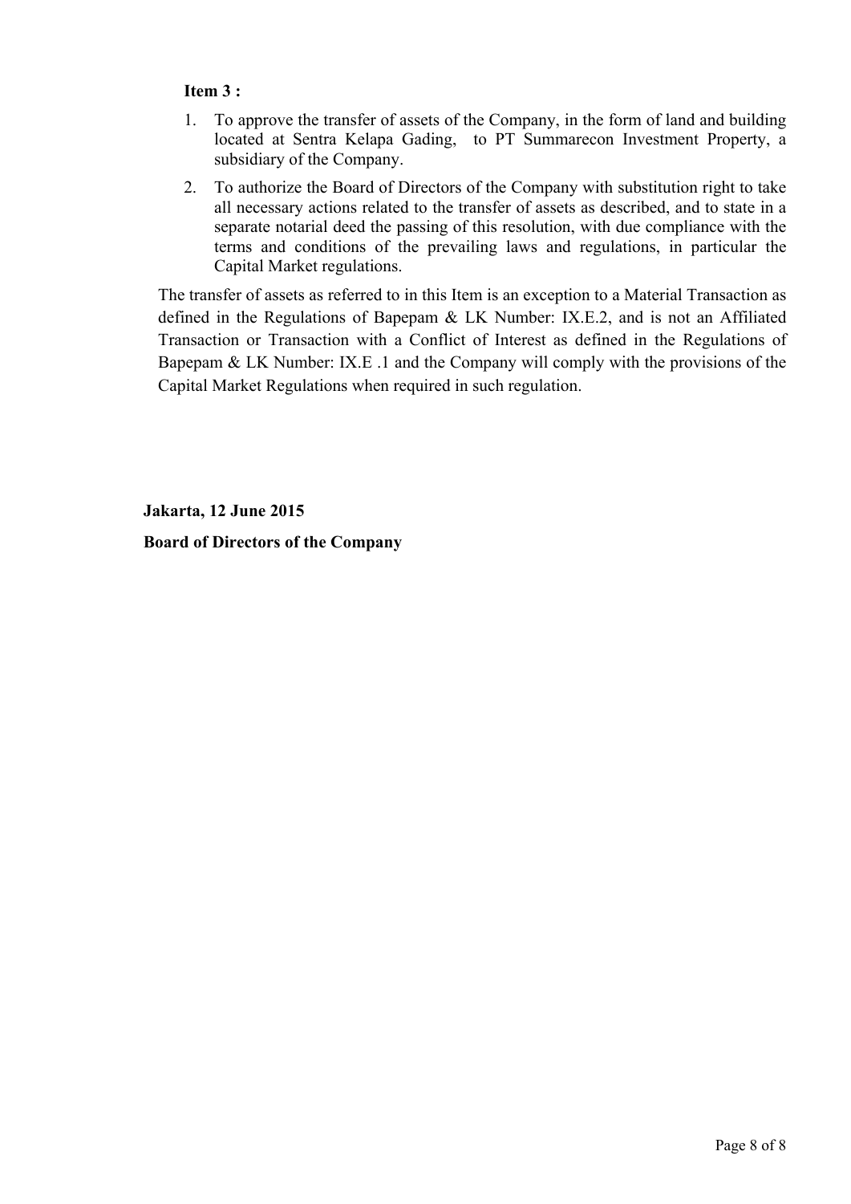**Item 3 :**

1. To approve the transfer of assets of the Company, in the form of land and building located at Sentra Kelapa Gading, to PT Summarecon Investment Property, a subsidiary of the Company.
2. To authorize the Board of Directors of the Company with substitution right to take all necessary actions related to the transfer of assets as described, and to state in a separate notarial deed the passing of this resolution, with due compliance with the terms and conditions of the prevailing laws and regulations, in particular the Capital Market regulations.

The transfer of assets as referred to in this Item is an exception to a Material Transaction as defined in the Regulations of Bapepam & LK Number: IX.E.2, and is not an Affiliated Transaction or Transaction with a Conflict of Interest as defined in the Regulations of Bapepam & LK Number: IX.E .1 and the Company will comply with the provisions of the Capital Market Regulations when required in such regulation.

**Jakarta, 12 June 2015**

**Board of Directors of the Company**